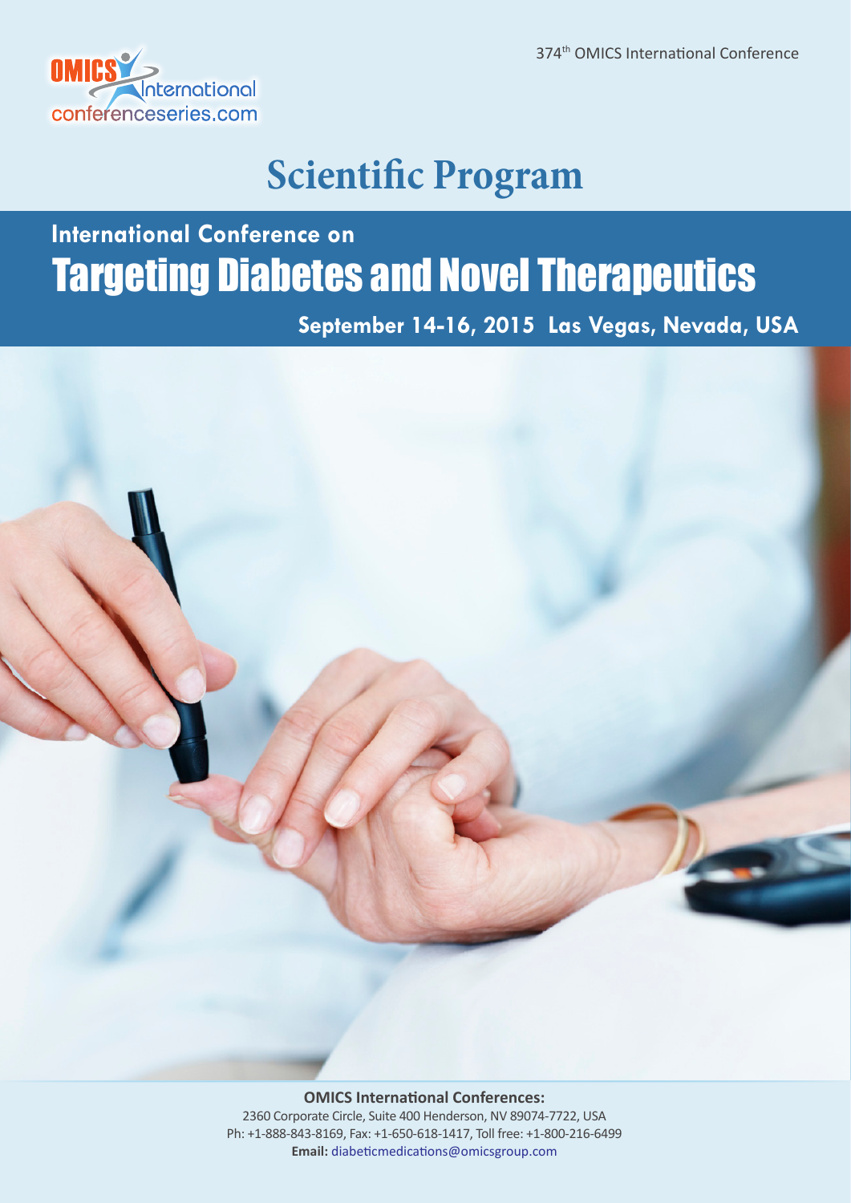374th OMICS International Conference

OMICS International
conferenceseries.com

# Scientific Program

## International Conference on

# Targeting Diabetes and Novel Therapeutics

**September 14-16, 2015 Las Vegas, Nevada, USA**

**OMICS International Conferences:**
2360 Corporate Circle, Suite 400 Henderson, NV 89074-7722, USA
Ph: +1-888-843-8169, Fax: +1-650-618-1417, Toll free: +1-800-216-6499
**Email:** diabeticmedications@omicsgroup.com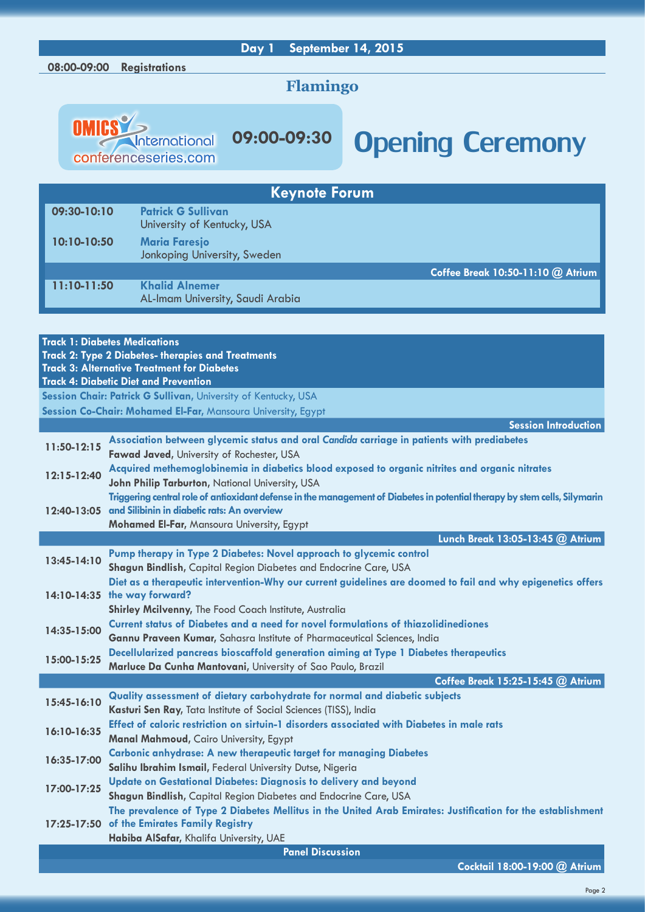## Day 1 September 14, 2015

**08:00-09:00 Registrations**

### Flamingo

OMICS International conferenceseries.com

**09:00-09:30 Opening Ceremony**

## Keynote Forum

| | |
|---|---|
| 09:30-10:10 | **Patrick G Sullivan**, University of Kentucky, USA |
| 10:10-10:50 | **Maria Faresjo**, Jonkoping University, Sweden |
| | **Coffee Break 10:50-11:10 @ Atrium** |
| 11:10-11:50 | **Khalid Alnemer**, AL-Imam University, Saudi Arabia |

**Track 1: Diabetes Medications**
**Track 2: Type 2 Diabetes- therapies and Treatments**
**Track 3: Alternative Treatment for Diabetes**
**Track 4: Diabetic Diet and Prevention**

**Session Chair: Patrick G Sullivan**, University of Kentucky, USA
**Session Co-Chair: Mohamed El-Far**, Mansoura University, Egypt

**Session Introduction**

| | |
|---|---|
| 11:50-12:15 | **Association between glycemic status and oral *Candida* carriage in patients with prediabetes** — **Fawad Javed**, University of Rochester, USA |
| 12:15-12:40 | **Acquired methemoglobinemia in diabetics blood exposed to organic nitrites and organic nitrates** — **John Philip Tarburton**, National University, USA |
| 12:40-13:05 | **Triggering central role of antioxidant defense in the management of Diabetes in potential therapy by stem cells, Silymarin and Silibinin in diabetic rats: An overview** — **Mohamed El-Far**, Mansoura University, Egypt |
| | **Lunch Break 13:05-13:45 @ Atrium** |
| 13:45-14:10 | **Pump therapy in Type 2 Diabetes: Novel approach to glycemic control** — **Shagun Bindlish**, Capital Region Diabetes and Endocrine Care, USA |
| 14:10-14:35 | **Diet as a therapeutic intervention-Why our current guidelines are doomed to fail and why epigenetics offers the way forward?** — **Shirley Mcilvenny**, The Food Coach Institute, Australia |
| 14:35-15:00 | **Current status of Diabetes and a need for novel formulations of thiazolidinediones** — **Gannu Praveen Kumar**, Sahasra Institute of Pharmaceutical Sciences, India |
| 15:00-15:25 | **Decellularized pancreas bioscaffold generation aiming at Type 1 Diabetes therapeutics** — **Marluce Da Cunha Mantovani**, University of Sao Paulo, Brazil |
| | **Coffee Break 15:25-15:45 @ Atrium** |
| 15:45-16:10 | **Quality assessment of dietary carbohydrate for normal and diabetic subjects** — **Kasturi Sen Ray**, Tata Institute of Social Sciences (TISS), India |
| 16:10-16:35 | **Effect of caloric restriction on sirtuin-1 disorders associated with Diabetes in male rats** — **Manal Mahmoud**, Cairo University, Egypt |
| 16:35-17:00 | **Carbonic anhydrase: A new therapeutic target for managing Diabetes** — **Salihu Ibrahim Ismail**, Federal University Dutse, Nigeria |
| 17:00-17:25 | **Update on Gestational Diabetes: Diagnosis to delivery and beyond** — **Shagun Bindlish**, Capital Region Diabetes and Endocrine Care, USA |
| 17:25-17:50 | **The prevalence of Type 2 Diabetes Mellitus in the United Arab Emirates: Justification for the establishment of the Emirates Family Registry** — **Habiba AlSafar**, Khalifa University, UAE |

**Panel Discussion**

**Cocktail 18:00-19:00 @ Atrium**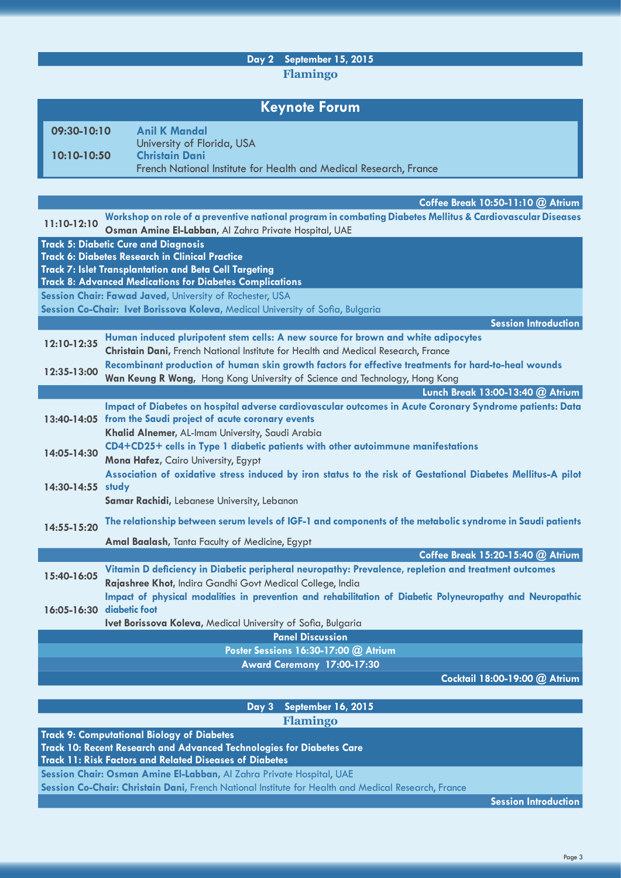## Day 2 September 15, 2015

**Flamingo**

## Keynote Forum

| | |
|---|---|
| 09:30-10:10 | **Anil K Mandal**, University of Florida, USA |
| 10:10-10:50 | **Christain Dani**, French National Institute for Health and Medical Research, France |

**Coffee Break 10:50-11:10 @ Atrium**

| | |
|---|---|
| 11:10-12:10 | **Workshop on role of a preventive national program in combating Diabetes Mellitus & Cardiovascular Diseases** <br> **Osman Amine El-Labban**, Al Zahra Private Hospital, UAE |

**Track 5: Diabetic Cure and Diagnosis**
**Track 6: Diabetes Research in Clinical Practice**
**Track 7: Islet Transplantation and Beta Cell Targeting**
**Track 8: Advanced Medications for Diabetes Complications**

**Session Chair: Fawad Javed**, University of Rochester, USA
**Session Co-Chair: Ivet Borissova Koleva**, Medical University of Sofia, Bulgaria

**Session Introduction**

| | |
|---|---|
| 12:10-12:35 | **Human induced pluripotent stem cells: A new source for brown and white adipocytes** <br> **Christain Dani**, French National Institute for Health and Medical Research, France |
| 12:35-13:00 | **Recombinant production of human skin growth factors for effective treatments for hard-to-heal wounds** <br> **Wan Keung R Wong**, Hong Kong University of Science and Technology, Hong Kong |

**Lunch Break 13:00-13:40 @ Atrium**

| | |
|---|---|
| 13:40-14:05 | **Impact of Diabetes on hospital adverse cardiovascular outcomes in Acute Coronary Syndrome patients: Data from the Saudi project of acute coronary events** <br> **Khalid Alnemer**, AL-Imam University, Saudi Arabia |
| 14:05-14:30 | **CD4+CD25+ cells in Type 1 diabetic patients with other autoimmune manifestations** <br> **Mona Hafez**, Cairo University, Egypt |
| 14:30-14:55 | **Association of oxidative stress induced by iron status to the risk of Gestational Diabetes Mellitus-A pilot study** <br> **Samar Rachidi**, Lebanese University, Lebanon |
| 14:55-15:20 | **The relationship between serum levels of IGF-1 and components of the metabolic syndrome in Saudi patients** <br> **Amal Baalash**, Tanta Faculty of Medicine, Egypt |

**Coffee Break 15:20-15:40 @ Atrium**

| | |
|---|---|
| 15:40-16:05 | **Vitamin D deficiency in Diabetic peripheral neuropathy: Prevalence, repletion and treatment outcomes** <br> **Rajashree Khot**, Indira Gandhi Govt Medical College, India |
| 16:05-16:30 | **Impact of physical modalities in prevention and rehabilitation of Diabetic Polyneuropathy and Neuropathic diabetic foot** <br> **Ivet Borissova Koleva**, Medical University of Sofia, Bulgaria |

**Panel Discussion**

**Poster Sessions 16:30-17:00 @ Atrium**

**Award Ceremony 17:00-17:30**

**Cocktail 18:00-19:00 @ Atrium**

## Day 3 September 16, 2015

**Flamingo**

**Track 9: Computational Biology of Diabetes**
**Track 10: Recent Research and Advanced Technologies for Diabetes Care**
**Track 11: Risk Factors and Related Diseases of Diabetes**

**Session Chair: Osman Amine El-Labban**, Al Zahra Private Hospital, UAE
**Session Co-Chair: Christain Dani**, French National Institute for Health and Medical Research, France

**Session Introduction**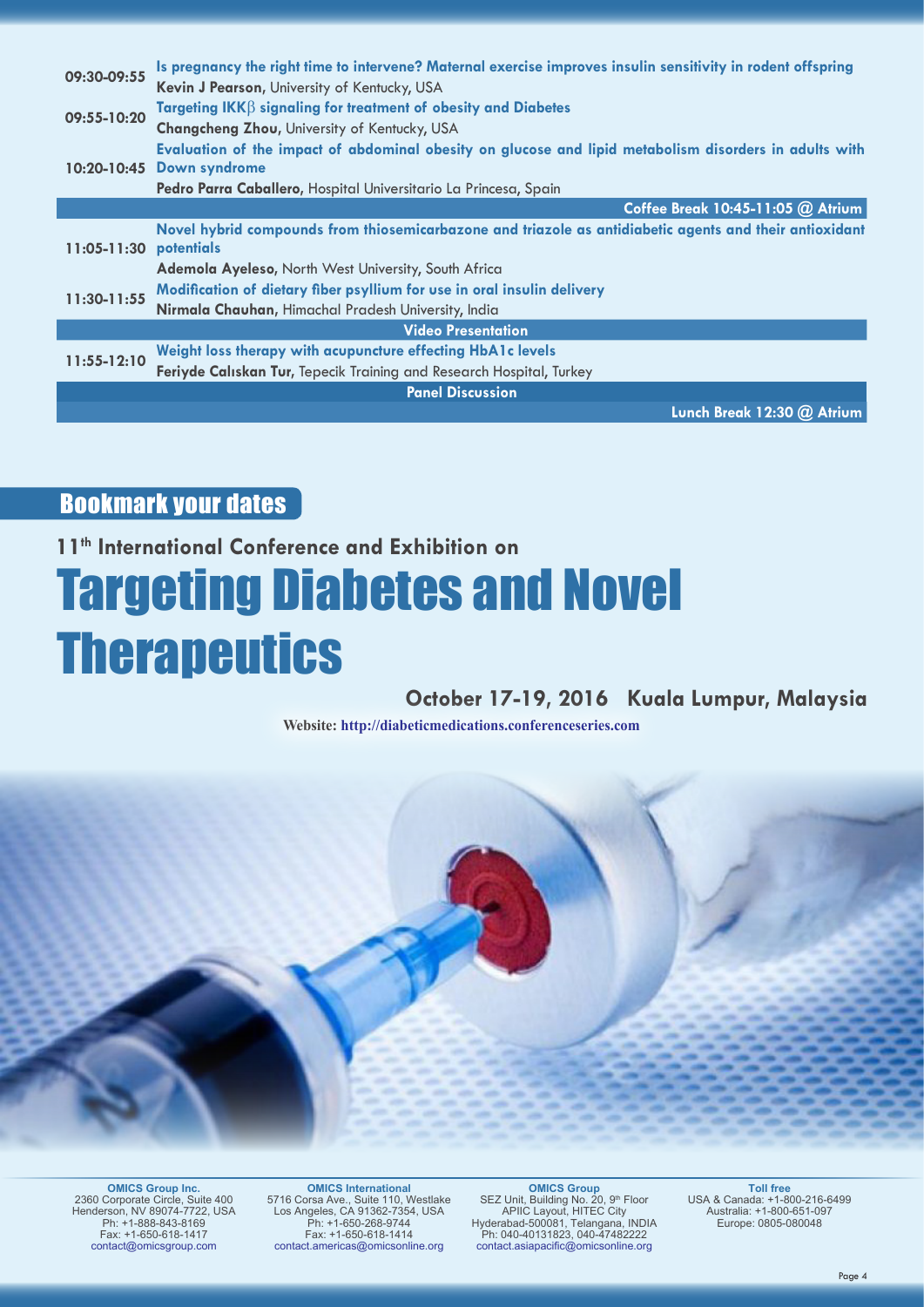| | |
|---|---|
| 09:30-09:55 | **Is pregnancy the right time to intervene? Maternal exercise improves insulin sensitivity in rodent offspring** **Kevin J Pearson,** University of Kentucky, USA |
| 09:55-10:20 | **Targeting IKKβ signaling for treatment of obesity and Diabetes** **Changcheng Zhou,** University of Kentucky, USA |
| 10:20-10:45 | **Evaluation of the impact of abdominal obesity on glucose and lipid metabolism disorders in adults with Down syndrome** **Pedro Parra Caballero,** Hospital Universitario La Princesa, Spain |
| | **Coffee Break 10:45-11:05 @ Atrium** |
| 11:05-11:30 | **Novel hybrid compounds from thiosemicarbazone and triazole as antidiabetic agents and their antioxidant potentials** **Ademola Ayeleso,** North West University, South Africa |
| 11:30-11:55 | **Modification of dietary fiber psyllium for use in oral insulin delivery** **Nirmala Chauhan,** Himachal Pradesh University, India |
| | **Video Presentation** |
| 11:55-12:10 | **Weight loss therapy with acupuncture effecting HbA1c levels** **Feriyde Calıskan Tur,** Tepecik Training and Research Hospital, Turkey |
| | **Panel Discussion** |
| | **Lunch Break 12:30 @ Atrium** |

## Bookmark your dates

**11th International Conference and Exhibition on**

# Targeting Diabetes and Novel Therapeutics

**October 17-19, 2016 Kuala Lumpur, Malaysia**

**Website: http://diabeticmedications.conferenceseries.com**

**OMICS Group Inc.**
2360 Corporate Circle, Suite 400
Henderson, NV 89074-7722, USA
Ph: +1-888-843-8169
Fax: +1-650-618-1417
contact@omicsgroup.com

**OMICS International**
5716 Corsa Ave., Suite 110, Westlake
Los Angeles, CA 91362-7354, USA
Ph: +1-650-268-9744
Fax: +1-650-618-1414
contact.americas@omicsonline.org

**OMICS Group**
SEZ Unit, Building No. 20, 9th Floor
APIIC Layout, HITEC City
Hyderabad-500081, Telangana, INDIA
Ph: 040-40131823, 040-47482222
contact.asiapacific@omicsonline.org

**Toll free**
USA & Canada: +1-800-216-6499
Australia: +1-800-651-097
Europe: 0805-080048